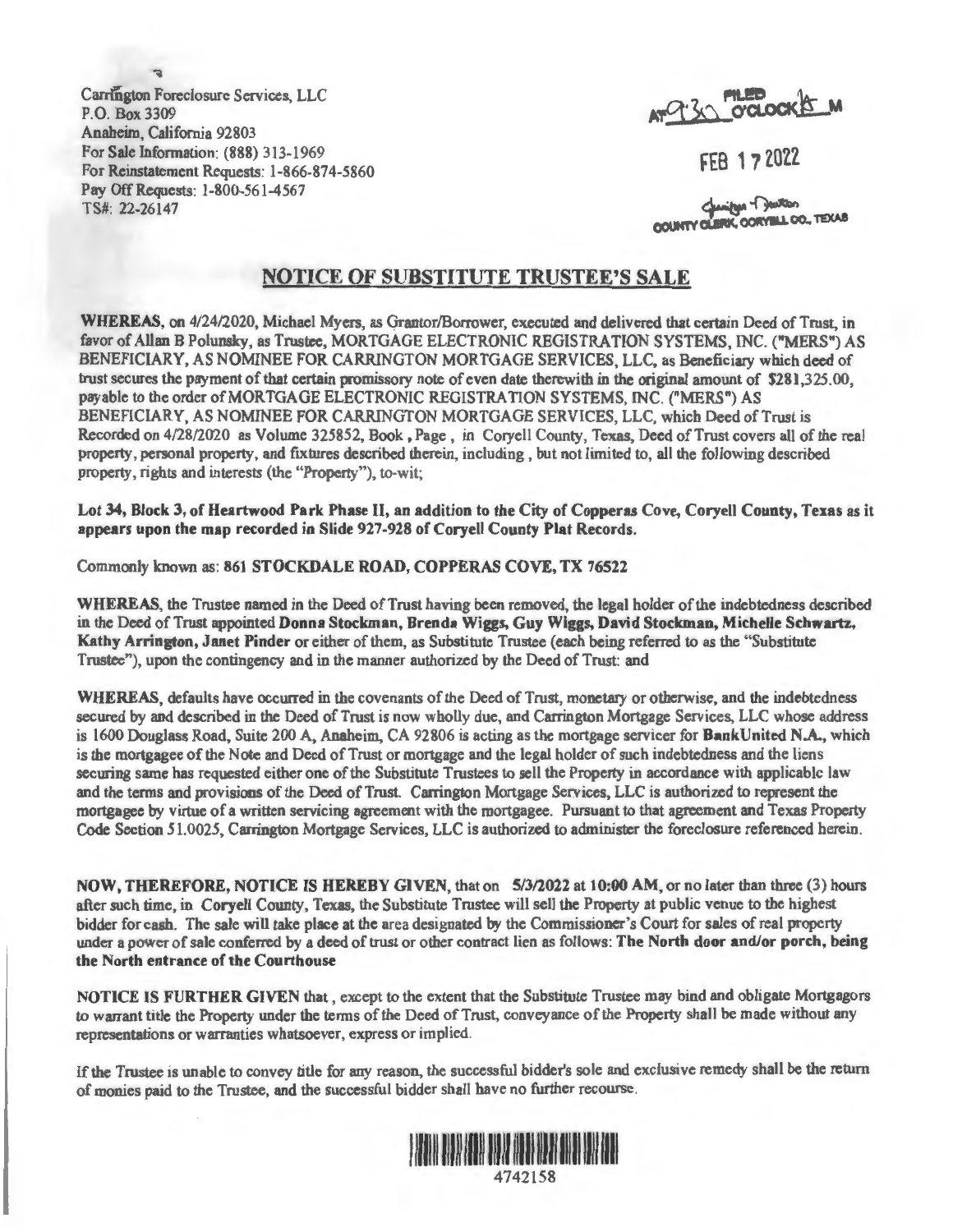Carrington Foreclosure Services, LLC
P.O. Box 3309
Anaheim, California 92803
For Sale Information: (888) 313-1969
For Reinstatement Requests: 1-866-874-5860
Pay Off Requests: 1-800-561-4567
TS#: 22-26147

FILED AT 9:30 O'CLOCK A M

FEB 17 2022

COUNTY CLERK, CORYELL CO., TEXAS

## NOTICE OF SUBSTITUTE TRUSTEE'S SALE

**WHEREAS**, on 4/24/2020, Michael Myers, as Grantor/Borrower, executed and delivered that certain Deed of Trust, in favor of Allan B Polunsky, as Trustee, MORTGAGE ELECTRONIC REGISTRATION SYSTEMS, INC. ("MERS") AS BENEFICIARY, AS NOMINEE FOR CARRINGTON MORTGAGE SERVICES, LLC, as Beneficiary which deed of trust secures the payment of that certain promissory note of even date therewith in the original amount of $281,325.00, payable to the order of MORTGAGE ELECTRONIC REGISTRATION SYSTEMS, INC. ("MERS") AS BENEFICIARY, AS NOMINEE FOR CARRINGTON MORTGAGE SERVICES, LLC, which Deed of Trust is Recorded on 4/28/2020 as Volume 325852, Book , Page , in Coryell County, Texas, Deed of Trust covers all of the real property, personal property, and fixtures described therein, including , but not limited to, all the following described property, rights and interests (the "Property"), to-wit;

**Lot 34, Block 3, of Heartwood Park Phase II, an addition to the City of Copperas Cove, Coryell County, Texas as it appears upon the map recorded in Slide 927-928 of Coryell County Plat Records.**

Commonly known as: **861 STOCKDALE ROAD, COPPERAS COVE, TX 76522**

**WHEREAS**, the Trustee named in the Deed of Trust having been removed, the legal holder of the indebtedness described in the Deed of Trust appointed **Donna Stockman, Brenda Wiggs, Guy Wiggs, David Stockman, Michelle Schwartz, Kathy Arrington, Janet Pinder** or either of them, as Substitute Trustee (each being referred to as the "Substitute Trustee"), upon the contingency and in the manner authorized by the Deed of Trust: and

**WHEREAS**, defaults have occurred in the covenants of the Deed of Trust, monetary or otherwise, and the indebtedness secured by and described in the Deed of Trust is now wholly due, and Carrington Mortgage Services, LLC whose address is 1600 Douglass Road, Suite 200 A, Anaheim, CA 92806 is acting as the mortgage servicer for **BankUnited N.A.**, which is the mortgagee of the Note and Deed of Trust or mortgage and the legal holder of such indebtedness and the liens securing same has requested either one of the Substitute Trustees to sell the Property in accordance with applicable law and the terms and provisions of the Deed of Trust. Carrington Mortgage Services, LLC is authorized to represent the mortgagee by virtue of a written servicing agreement with the mortgagee. Pursuant to that agreement and Texas Property Code Section 51.0025, Carrington Mortgage Services, LLC is authorized to administer the foreclosure referenced herein.

**NOW, THEREFORE, NOTICE IS HEREBY GIVEN**, that on **5/3/2022 at 10:00 AM**, or no later than three (3) hours after such time, in **Coryell County, Texas**, the Substitute Trustee will sell the Property at public venue to the highest bidder for cash. The sale will take place at the area designated by the Commissioner's Court for sales of real property under a power of sale conferred by a deed of trust or other contract lien as follows: **The North door and/or porch, being the North entrance of the Courthouse**

**NOTICE IS FURTHER GIVEN** that , except to the extent that the Substitute Trustee may bind and obligate Mortgagors to warrant title the Property under the terms of the Deed of Trust, conveyance of the Property shall be made without any representations or warranties whatsoever, express or implied.

If the Trustee is unable to convey title for any reason, the successful bidder's sole and exclusive remedy shall be the return of monies paid to the Trustee, and the successful bidder shall have no further recourse.

4742158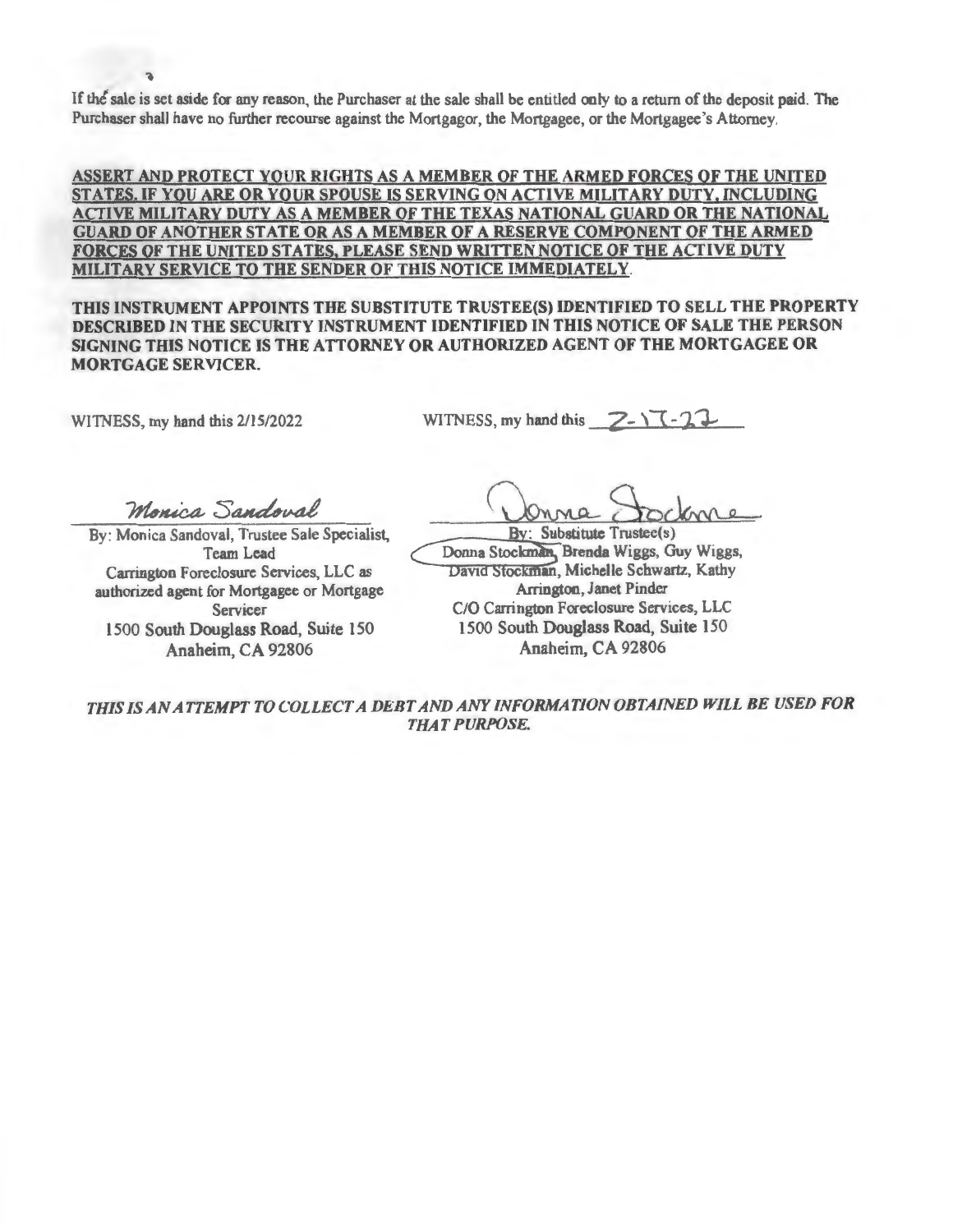If the sale is set aside for any reason, the Purchaser at the sale shall be entitled only to a return of the deposit paid. The Purchaser shall have no further recourse against the Mortgagor, the Mortgagee, or the Mortgagee's Attorney.

**ASSERT AND PROTECT YOUR RIGHTS AS A MEMBER OF THE ARMED FORCES OF THE UNITED STATES. IF YOU ARE OR YOUR SPOUSE IS SERVING ON ACTIVE MILITARY DUTY, INCLUDING ACTIVE MILITARY DUTY AS A MEMBER OF THE TEXAS NATIONAL GUARD OR THE NATIONAL GUARD OF ANOTHER STATE OR AS A MEMBER OF A RESERVE COMPONENT OF THE ARMED FORCES OF THE UNITED STATES, PLEASE SEND WRITTEN NOTICE OF THE ACTIVE DUTY MILITARY SERVICE TO THE SENDER OF THIS NOTICE IMMEDIATELY.**

**THIS INSTRUMENT APPOINTS THE SUBSTITUTE TRUSTEE(S) IDENTIFIED TO SELL THE PROPERTY DESCRIBED IN THE SECURITY INSTRUMENT IDENTIFIED IN THIS NOTICE OF SALE THE PERSON SIGNING THIS NOTICE IS THE ATTORNEY OR AUTHORIZED AGENT OF THE MORTGAGEE OR MORTGAGE SERVICER.**

WITNESS, my hand this 2/15/2022

Monica Sandoval

By: Monica Sandoval, Trustee Sale Specialist, Team Lead
Carrington Foreclosure Services, LLC as authorized agent for Mortgagee or Mortgage Servicer
1500 South Douglass Road, Suite 150
Anaheim, CA 92806

WITNESS, my hand this 2-17-22

Donna Stockman

By: Substitute Trustee(s)
Donna Stockman, Brenda Wiggs, Guy Wiggs, David Stockman, Michelle Schwartz, Kathy Arrington, Janet Pinder
C/O Carrington Foreclosure Services, LLC
1500 South Douglass Road, Suite 150
Anaheim, CA 92806

*THIS IS AN ATTEMPT TO COLLECT A DEBT AND ANY INFORMATION OBTAINED WILL BE USED FOR THAT PURPOSE.*